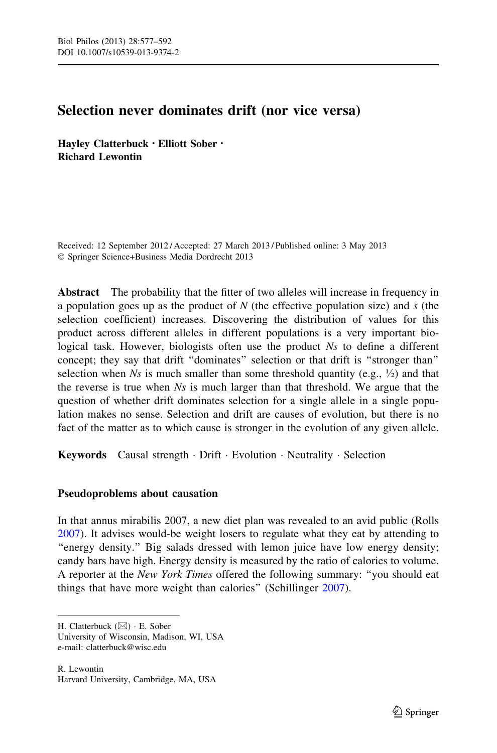# Selection never dominates drift (nor vice versa)

**Hayley Clatterbuck · Elliott Sober · Richard Lewontin**

Received: 12 September 2012 / Accepted: 27 March 2013 / Published online: 3 May 2013
© Springer Science+Business Media Dordrecht 2013

**Abstract** The probability that the fitter of two alleles will increase in frequency in a population goes up as the product of *N* (the effective population size) and *s* (the selection coefficient) increases. Discovering the distribution of values for this product across different alleles in different populations is a very important biological task. However, biologists often use the product *Ns* to define a different concept; they say that drift "dominates" selection or that drift is "stronger than" selection when *Ns* is much smaller than some threshold quantity (e.g., ½) and that the reverse is true when *Ns* is much larger than that threshold. We argue that the question of whether drift dominates selection for a single allele in a single population makes no sense. Selection and drift are causes of evolution, but there is no fact of the matter as to which cause is stronger in the evolution of any given allele.

**Keywords** Causal strength · Drift · Evolution · Neutrality · Selection

## Pseudoproblems about causation

In that annus mirabilis 2007, a new diet plan was revealed to an avid public (Rolls 2007). It advises would-be weight losers to regulate what they eat by attending to "energy density." Big salads dressed with lemon juice have low energy density; candy bars have high. Energy density is measured by the ratio of calories to volume. A reporter at the *New York Times* offered the following summary: "you should eat things that have more weight than calories" (Schillinger 2007).

H. Clatterbuck (✉) · E. Sober
University of Wisconsin, Madison, WI, USA
e-mail: clatterbuck@wisc.edu

R. Lewontin
Harvard University, Cambridge, MA, USA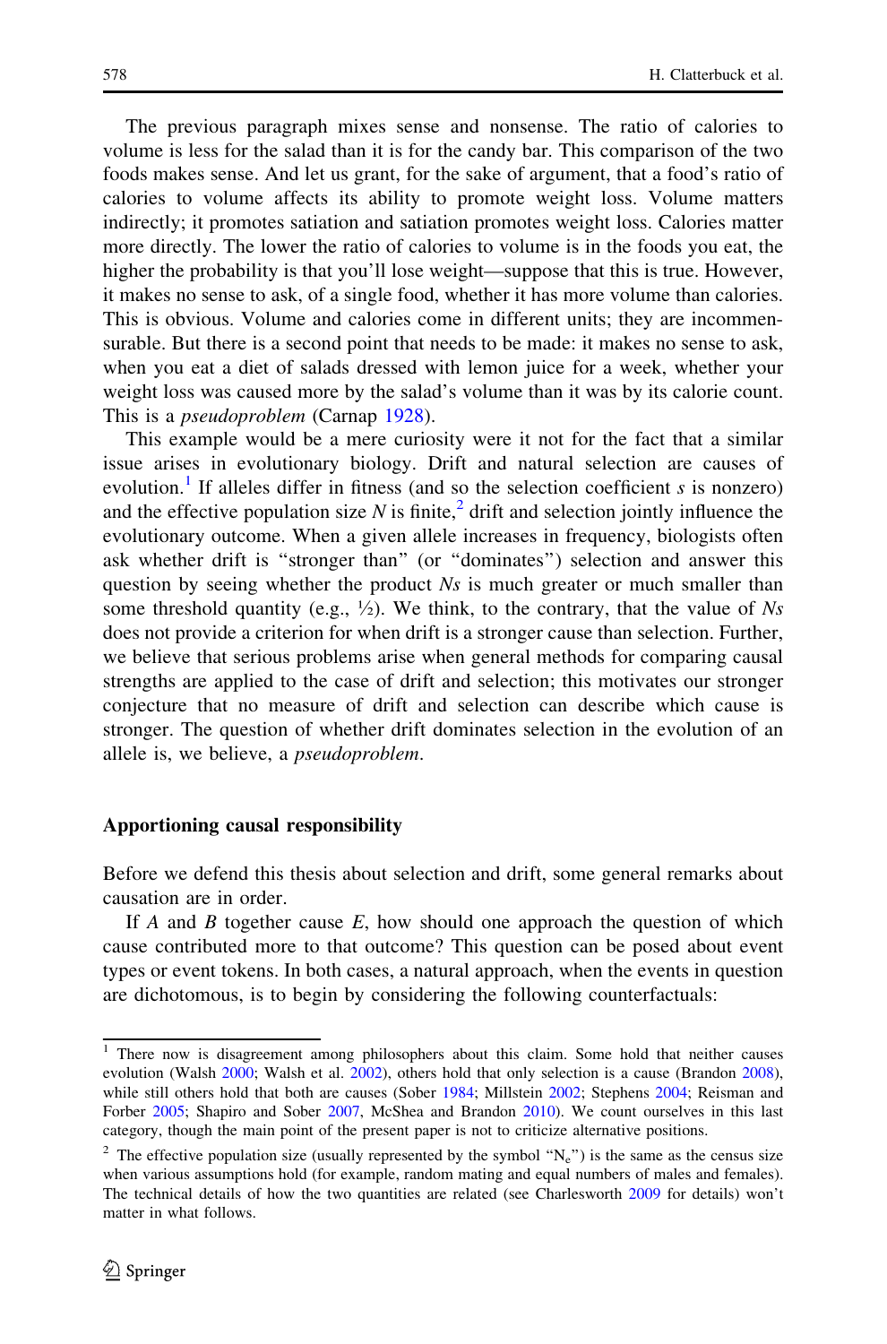The previous paragraph mixes sense and nonsense. The ratio of calories to volume is less for the salad than it is for the candy bar. This comparison of the two foods makes sense. And let us grant, for the sake of argument, that a food's ratio of calories to volume affects its ability to promote weight loss. Volume matters indirectly; it promotes satiation and satiation promotes weight loss. Calories matter more directly. The lower the ratio of calories to volume is in the foods you eat, the higher the probability is that you'll lose weight—suppose that this is true. However, it makes no sense to ask, of a single food, whether it has more volume than calories. This is obvious. Volume and calories come in different units; they are incommensurable. But there is a second point that needs to be made: it makes no sense to ask, when you eat a diet of salads dressed with lemon juice for a week, whether your weight loss was caused more by the salad's volume than it was by its calorie count. This is a *pseudoproblem* (Carnap 1928).

This example would be a mere curiosity were it not for the fact that a similar issue arises in evolutionary biology. Drift and natural selection are causes of evolution.[1] If alleles differ in fitness (and so the selection coefficient $s$ is nonzero) and the effective population size $N$ is finite,[2] drift and selection jointly influence the evolutionary outcome. When a given allele increases in frequency, biologists often ask whether drift is "stronger than" (or "dominates") selection and answer this question by seeing whether the product $Ns$ is much greater or much smaller than some threshold quantity (e.g., ½). We think, to the contrary, that the value of $Ns$ does not provide a criterion for when drift is a stronger cause than selection. Further, we believe that serious problems arise when general methods for comparing causal strengths are applied to the case of drift and selection; this motivates our stronger conjecture that no measure of drift and selection can describe which cause is stronger. The question of whether drift dominates selection in the evolution of an allele is, we believe, a *pseudoproblem*.

## Apportioning causal responsibility

Before we defend this thesis about selection and drift, some general remarks about causation are in order.

If $A$ and $B$ together cause $E$, how should one approach the question of which cause contributed more to that outcome? This question can be posed about event types or event tokens. In both cases, a natural approach, when the events in question are dichotomous, is to begin by considering the following counterfactuals:

---

[1] There now is disagreement among philosophers about this claim. Some hold that neither causes evolution (Walsh 2000; Walsh et al. 2002), others hold that only selection is a cause (Brandon 2008), while still others hold that both are causes (Sober 1984; Millstein 2002; Stephens 2004; Reisman and Forber 2005; Shapiro and Sober 2007, McShea and Brandon 2010). We count ourselves in this last category, though the main point of the present paper is not to criticize alternative positions.

[2] The effective population size (usually represented by the symbol "$N_e$") is the same as the census size when various assumptions hold (for example, random mating and equal numbers of males and females). The technical details of how the two quantities are related (see Charlesworth 2009 for details) won't matter in what follows.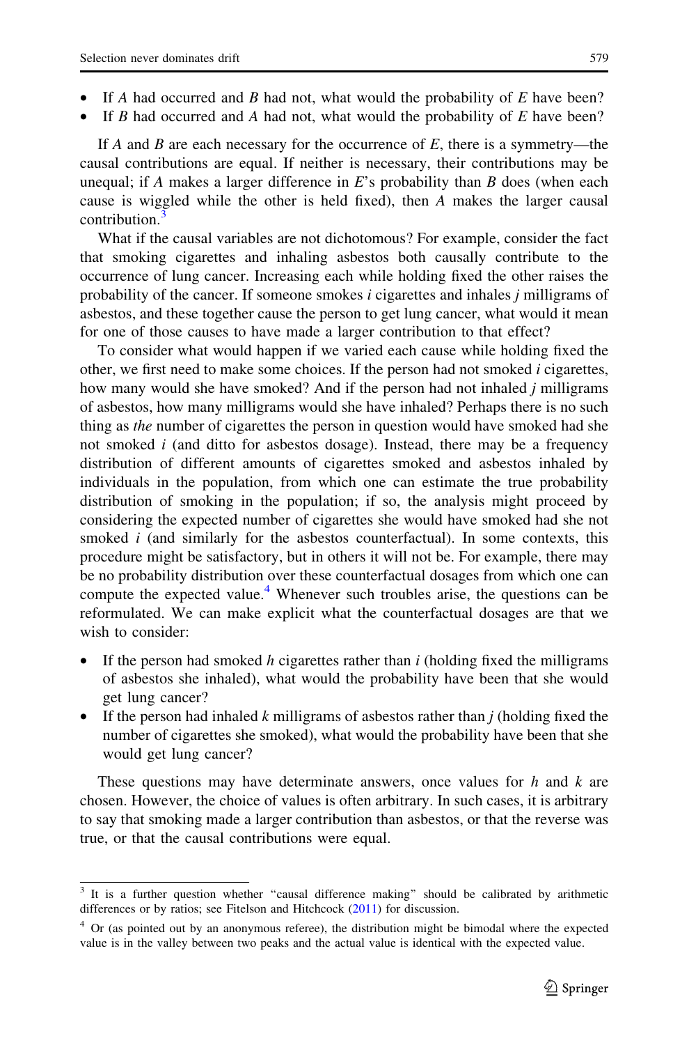- If $A$ had occurred and $B$ had not, what would the probability of $E$ have been?
- If $B$ had occurred and $A$ had not, what would the probability of $E$ have been?

If $A$ and $B$ are each necessary for the occurrence of $E$, there is a symmetry—the causal contributions are equal. If neither is necessary, their contributions may be unequal; if $A$ makes a larger difference in $E$'s probability than $B$ does (when each cause is wiggled while the other is held fixed), then $A$ makes the larger causal contribution.[3]

What if the causal variables are not dichotomous? For example, consider the fact that smoking cigarettes and inhaling asbestos both causally contribute to the occurrence of lung cancer. Increasing each while holding fixed the other raises the probability of the cancer. If someone smokes $i$ cigarettes and inhales $j$ milligrams of asbestos, and these together cause the person to get lung cancer, what would it mean for one of those causes to have made a larger contribution to that effect?

To consider what would happen if we varied each cause while holding fixed the other, we first need to make some choices. If the person had not smoked $i$ cigarettes, how many would she have smoked? And if the person had not inhaled $j$ milligrams of asbestos, how many milligrams would she have inhaled? Perhaps there is no such thing as *the* number of cigarettes the person in question would have smoked had she not smoked $i$ (and ditto for asbestos dosage). Instead, there may be a frequency distribution of different amounts of cigarettes smoked and asbestos inhaled by individuals in the population, from which one can estimate the true probability distribution of smoking in the population; if so, the analysis might proceed by considering the expected number of cigarettes she would have smoked had she not smoked $i$ (and similarly for the asbestos counterfactual). In some contexts, this procedure might be satisfactory, but in others it will not be. For example, there may be no probability distribution over these counterfactual dosages from which one can compute the expected value.[4] Whenever such troubles arise, the questions can be reformulated. We can make explicit what the counterfactual dosages are that we wish to consider:

- If the person had smoked $h$ cigarettes rather than $i$ (holding fixed the milligrams of asbestos she inhaled), what would the probability have been that she would get lung cancer?
- If the person had inhaled $k$ milligrams of asbestos rather than $j$ (holding fixed the number of cigarettes she smoked), what would the probability have been that she would get lung cancer?

These questions may have determinate answers, once values for $h$ and $k$ are chosen. However, the choice of values is often arbitrary. In such cases, it is arbitrary to say that smoking made a larger contribution than asbestos, or that the reverse was true, or that the causal contributions were equal.

---

[3] It is a further question whether "causal difference making" should be calibrated by arithmetic differences or by ratios; see Fitelson and Hitchcock (2011) for discussion.

[4] Or (as pointed out by an anonymous referee), the distribution might be bimodal where the expected value is in the valley between two peaks and the actual value is identical with the expected value.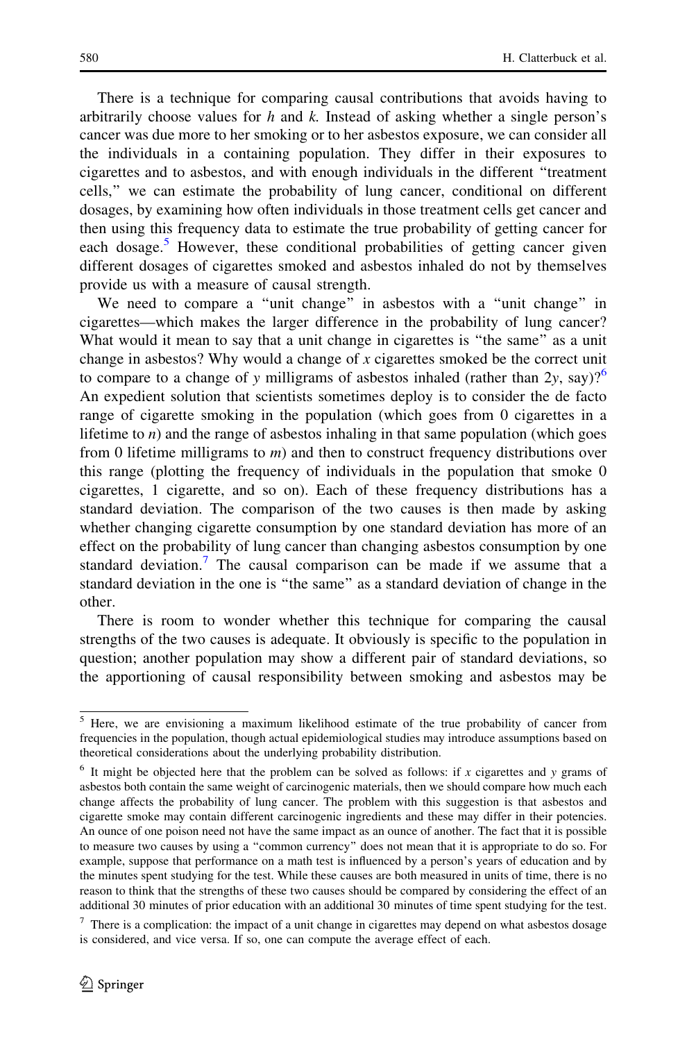There is a technique for comparing causal contributions that avoids having to arbitrarily choose values for $h$ and $k$. Instead of asking whether a single person's cancer was due more to her smoking or to her asbestos exposure, we can consider all the individuals in a containing population. They differ in their exposures to cigarettes and to asbestos, and with enough individuals in the different "treatment cells," we can estimate the probability of lung cancer, conditional on different dosages, by examining how often individuals in those treatment cells get cancer and then using this frequency data to estimate the true probability of getting cancer for each dosage.[5] However, these conditional probabilities of getting cancer given different dosages of cigarettes smoked and asbestos inhaled do not by themselves provide us with a measure of causal strength.

We need to compare a "unit change" in asbestos with a "unit change" in cigarettes—which makes the larger difference in the probability of lung cancer? What would it mean to say that a unit change in cigarettes is "the same" as a unit change in asbestos? Why would a change of $x$ cigarettes smoked be the correct unit to compare to a change of $y$ milligrams of asbestos inhaled (rather than $2y$, say)?[6] An expedient solution that scientists sometimes deploy is to consider the de facto range of cigarette smoking in the population (which goes from 0 cigarettes in a lifetime to $n$) and the range of asbestos inhaling in that same population (which goes from 0 lifetime milligrams to $m$) and then to construct frequency distributions over this range (plotting the frequency of individuals in the population that smoke 0 cigarettes, 1 cigarette, and so on). Each of these frequency distributions has a standard deviation. The comparison of the two causes is then made by asking whether changing cigarette consumption by one standard deviation has more of an effect on the probability of lung cancer than changing asbestos consumption by one standard deviation.[7] The causal comparison can be made if we assume that a standard deviation in the one is "the same" as a standard deviation of change in the other.

There is room to wonder whether this technique for comparing the causal strengths of the two causes is adequate. It obviously is specific to the population in question; another population may show a different pair of standard deviations, so the apportioning of causal responsibility between smoking and asbestos may be

---

[5] Here, we are envisioning a maximum likelihood estimate of the true probability of cancer from frequencies in the population, though actual epidemiological studies may introduce assumptions based on theoretical considerations about the underlying probability distribution.

[6] It might be objected here that the problem can be solved as follows: if $x$ cigarettes and $y$ grams of asbestos both contain the same weight of carcinogenic materials, then we should compare how much each change affects the probability of lung cancer. The problem with this suggestion is that asbestos and cigarette smoke may contain different carcinogenic ingredients and these may differ in their potencies. An ounce of one poison need not have the same impact as an ounce of another. The fact that it is possible to measure two causes by using a "common currency" does not mean that it is appropriate to do so. For example, suppose that performance on a math test is influenced by a person's years of education and by the minutes spent studying for the test. While these causes are both measured in units of time, there is no reason to think that the strengths of these two causes should be compared by considering the effect of an additional 30 minutes of prior education with an additional 30 minutes of time spent studying for the test.

[7] There is a complication: the impact of a unit change in cigarettes may depend on what asbestos dosage is considered, and vice versa. If so, one can compute the average effect of each.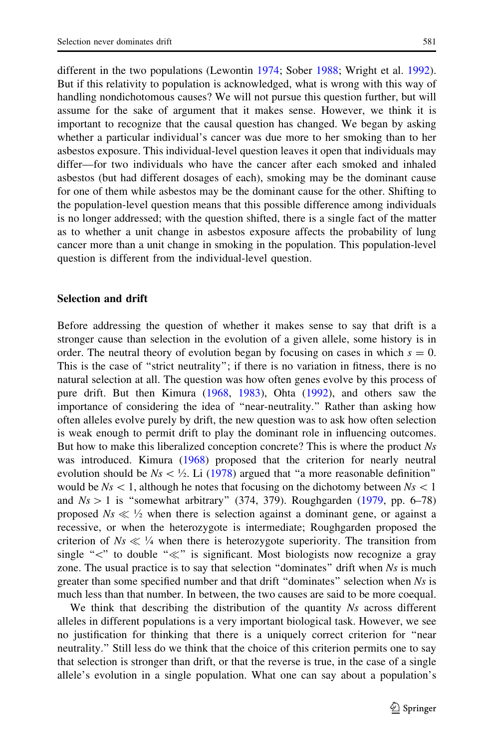different in the two populations (Lewontin 1974; Sober 1988; Wright et al. 1992). But if this relativity to population is acknowledged, what is wrong with this way of handling nondichotomous causes? We will not pursue this question further, but will assume for the sake of argument that it makes sense. However, we think it is important to recognize that the causal question has changed. We began by asking whether a particular individual's cancer was due more to her smoking than to her asbestos exposure. This individual-level question leaves it open that individuals may differ—for two individuals who have the cancer after each smoked and inhaled asbestos (but had different dosages of each), smoking may be the dominant cause for one of them while asbestos may be the dominant cause for the other. Shifting to the population-level question means that this possible difference among individuals is no longer addressed; with the question shifted, there is a single fact of the matter as to whether a unit change in asbestos exposure affects the probability of lung cancer more than a unit change in smoking in the population. This population-level question is different from the individual-level question.

## Selection and drift

Before addressing the question of whether it makes sense to say that drift is a stronger cause than selection in the evolution of a given allele, some history is in order. The neutral theory of evolution began by focusing on cases in which $s = 0$. This is the case of "strict neutrality"; if there is no variation in fitness, there is no natural selection at all. The question was how often genes evolve by this process of pure drift. But then Kimura (1968, 1983), Ohta (1992), and others saw the importance of considering the idea of "near-neutrality." Rather than asking how often alleles evolve purely by drift, the new question was to ask how often selection is weak enough to permit drift to play the dominant role in influencing outcomes. But how to make this liberalized conception concrete? This is where the product $Ns$ was introduced. Kimura (1968) proposed that the criterion for nearly neutral evolution should be $Ns < ½$. Li (1978) argued that "a more reasonable definition" would be $Ns < 1$, although he notes that focusing on the dichotomy between $Ns < 1$ and $Ns > 1$ is "somewhat arbitrary" (374, 379). Roughgarden (1979, pp. 6–78) proposed $Ns \ll ½$ when there is selection against a dominant gene, or against a recessive, or when the heterozygote is intermediate; Roughgarden proposed the criterion of $Ns \ll ¼$ when there is heterozygote superiority. The transition from single "<" to double "≪" is significant. Most biologists now recognize a gray zone. The usual practice is to say that selection "dominates" drift when $Ns$ is much greater than some specified number and that drift "dominates" selection when $Ns$ is much less than that number. In between, the two causes are said to be more coequal.

We think that describing the distribution of the quantity $Ns$ across different alleles in different populations is a very important biological task. However, we see no justification for thinking that there is a uniquely correct criterion for "near neutrality." Still less do we think that the choice of this criterion permits one to say that selection is stronger than drift, or that the reverse is true, in the case of a single allele's evolution in a single population. What one can say about a population's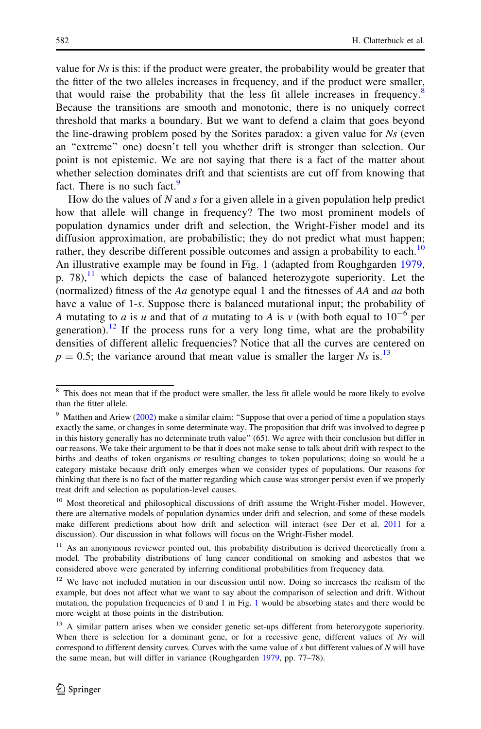value for *Ns* is this: if the product were greater, the probability would be greater that the fitter of the two alleles increases in frequency, and if the product were smaller, that would raise the probability that the less fit allele increases in frequency.[8] Because the transitions are smooth and monotonic, there is no uniquely correct threshold that marks a boundary. But we want to defend a claim that goes beyond the line-drawing problem posed by the Sorites paradox: a given value for *Ns* (even an "extreme" one) doesn't tell you whether drift is stronger than selection. Our point is not epistemic. We are not saying that there is a fact of the matter about whether selection dominates drift and that scientists are cut off from knowing that fact. There is no such fact.[9]

How do the values of *N* and *s* for a given allele in a given population help predict how that allele will change in frequency? The two most prominent models of population dynamics under drift and selection, the Wright-Fisher model and its diffusion approximation, are probabilistic; they do not predict what must happen; rather, they describe different possible outcomes and assign a probability to each.[10] An illustrative example may be found in Fig. 1 (adapted from Roughgarden 1979, p. 78),[11] which depicts the case of balanced heterozygote superiority. Let the (normalized) fitness of the *Aa* genotype equal 1 and the fitnesses of *AA* and *aa* both have a value of 1-*s*. Suppose there is balanced mutational input; the probability of *A* mutating to *a* is *u* and that of *a* mutating to *A* is *v* (with both equal to $10^{-6}$ per generation).[12] If the process runs for a very long time, what are the probability densities of different allelic frequencies? Notice that all the curves are centered on $p = 0.5$; the variance around that mean value is smaller the larger *Ns* is.[13]

---

[8] This does not mean that if the product were smaller, the less fit allele would be more likely to evolve than the fitter allele.

[9] Matthen and Ariew (2002) make a similar claim: "Suppose that over a period of time a population stays exactly the same, or changes in some determinate way. The proposition that drift was involved to degree p in this history generally has no determinate truth value" (65). We agree with their conclusion but differ in our reasons. We take their argument to be that it does not make sense to talk about drift with respect to the births and deaths of token organisms or resulting changes to token populations; doing so would be a category mistake because drift only emerges when we consider types of populations. Our reasons for thinking that there is no fact of the matter regarding which cause was stronger persist even if we properly treat drift and selection as population-level causes.

[10] Most theoretical and philosophical discussions of drift assume the Wright-Fisher model. However, there are alternative models of population dynamics under drift and selection, and some of these models make different predictions about how drift and selection will interact (see Der et al. 2011 for a discussion). Our discussion in what follows will focus on the Wright-Fisher model.

[11] As an anonymous reviewer pointed out, this probability distribution is derived theoretically from a model. The probability distributions of lung cancer conditional on smoking and asbestos that we considered above were generated by inferring conditional probabilities from frequency data.

[12] We have not included mutation in our discussion until now. Doing so increases the realism of the example, but does not affect what we want to say about the comparison of selection and drift. Without mutation, the population frequencies of 0 and 1 in Fig. 1 would be absorbing states and there would be more weight at those points in the distribution.

[13] A similar pattern arises when we consider genetic set-ups different from heterozygote superiority. When there is selection for a dominant gene, or for a recessive gene, different values of *Ns* will correspond to different density curves. Curves with the same value of *s* but different values of *N* will have the same mean, but will differ in variance (Roughgarden 1979, pp. 77–78).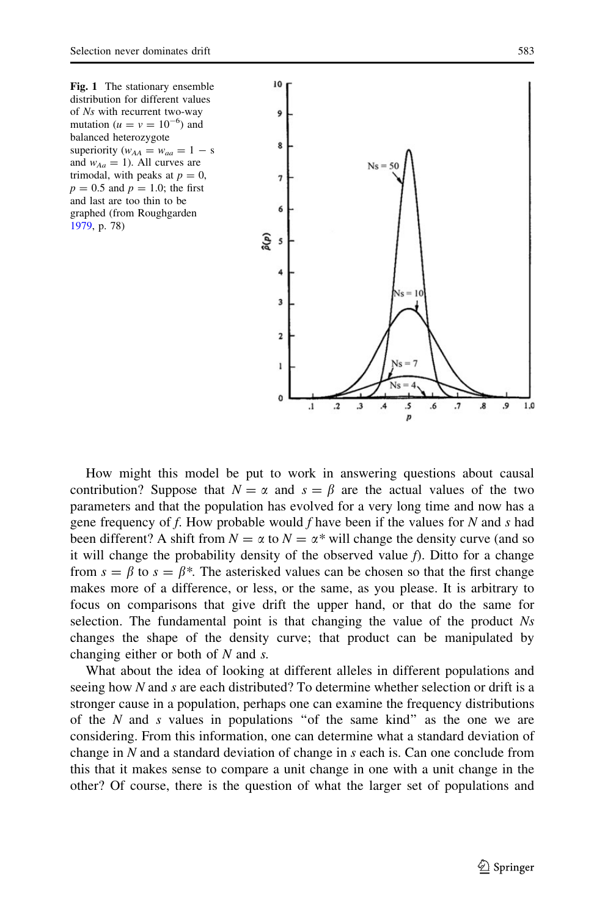**Fig. 1** The stationary ensemble distribution for different values of $Ns$ with recurrent two-way mutation ($u = v = 10^{-6}$) and balanced heterozygote superiority ($w_{AA} = w_{aa} = 1 - s$ and $w_{Aa} = 1$). All curves are trimodal, with peaks at $p = 0$, $p = 0.5$ and $p = 1.0$; the first and last are too thin to be graphed (from Roughgarden 1979, p. 78)

$\hat{\phi}(p)$

0 1 2 3 4 5 6 7 8 9 10

Ns = 50

Ns = 10

Ns = 7

Ns = 4

.1 .2 .3 .4 .5 .6 .7 .8 .9 1.0

$p$

How might this model be put to work in answering questions about causal contribution? Suppose that $N = \alpha$ and $s = \beta$ are the actual values of the two parameters and that the population has evolved for a very long time and now has a gene frequency of $f$. How probable would $f$ have been if the values for $N$ and $s$ had been different? A shift from $N = \alpha$ to $N = \alpha^*$ will change the density curve (and so it will change the probability density of the observed value $f$). Ditto for a change from $s = \beta$ to $s = \beta^*$. The asterisked values can be chosen so that the first change makes more of a difference, or less, or the same, as you please. It is arbitrary to focus on comparisons that give drift the upper hand, or that do the same for selection. The fundamental point is that changing the value of the product $Ns$ changes the shape of the density curve; that product can be manipulated by changing either or both of $N$ and $s$.

What about the idea of looking at different alleles in different populations and seeing how $N$ and $s$ are each distributed? To determine whether selection or drift is a stronger cause in a population, perhaps one can examine the frequency distributions of the $N$ and $s$ values in populations "of the same kind" as the one we are considering. From this information, one can determine what a standard deviation of change in $N$ and a standard deviation of change in $s$ each is. Can one conclude from this that it makes sense to compare a unit change in one with a unit change in the other? Of course, there is the question of what the larger set of populations and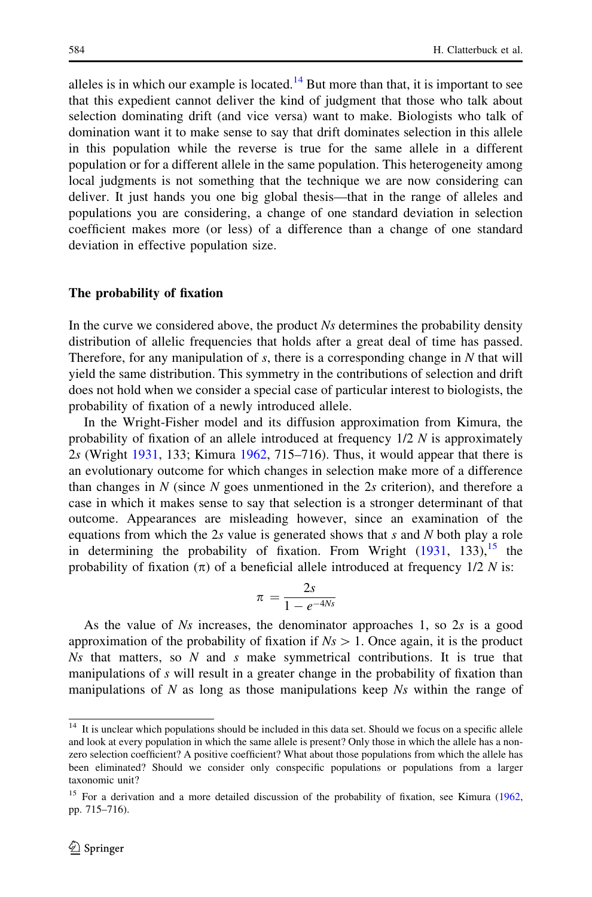alleles is in which our example is located.[14] But more than that, it is important to see that this expedient cannot deliver the kind of judgment that those who talk about selection dominating drift (and vice versa) want to make. Biologists who talk of domination want it to make sense to say that drift dominates selection in this allele in this population while the reverse is true for the same allele in a different population or for a different allele in the same population. This heterogeneity among local judgments is not something that the technique we are now considering can deliver. It just hands you one big global thesis—that in the range of alleles and populations you are considering, a change of one standard deviation in selection coefficient makes more (or less) of a difference than a change of one standard deviation in effective population size.

#### The probability of fixation

In the curve we considered above, the product $Ns$ determines the probability density distribution of allelic frequencies that holds after a great deal of time has passed. Therefore, for any manipulation of $s$, there is a corresponding change in $N$ that will yield the same distribution. This symmetry in the contributions of selection and drift does not hold when we consider a special case of particular interest to biologists, the probability of fixation of a newly introduced allele.

In the Wright-Fisher model and its diffusion approximation from Kimura, the probability of fixation of an allele introduced at frequency $1/2\ N$ is approximately $2s$ (Wright 1931, 133; Kimura 1962, 715–716). Thus, it would appear that there is an evolutionary outcome for which changes in selection make more of a difference than changes in $N$ (since $N$ goes unmentioned in the $2s$ criterion), and therefore a case in which it makes sense to say that selection is a stronger determinant of that outcome. Appearances are misleading however, since an examination of the equations from which the $2s$ value is generated shows that $s$ and $N$ both play a role in determining the probability of fixation. From Wright (1931, 133),[15] the probability of fixation ($\pi$) of a beneficial allele introduced at frequency $1/2\ N$ is:

$$\pi = \frac{2s}{1 - e^{-4Ns}}$$

As the value of $Ns$ increases, the denominator approaches 1, so $2s$ is a good approximation of the probability of fixation if $Ns > 1$. Once again, it is the product $Ns$ that matters, so $N$ and $s$ make symmetrical contributions. It is true that manipulations of $s$ will result in a greater change in the probability of fixation than manipulations of $N$ as long as those manipulations keep $Ns$ within the range of

[14] It is unclear which populations should be included in this data set. Should we focus on a specific allele and look at every population in which the same allele is present? Only those in which the allele has a non-zero selection coefficient? A positive coefficient? What about those populations from which the allele has been eliminated? Should we consider only conspecific populations or populations from a larger taxonomic unit?

[15] For a derivation and a more detailed discussion of the probability of fixation, see Kimura (1962, pp. 715–716).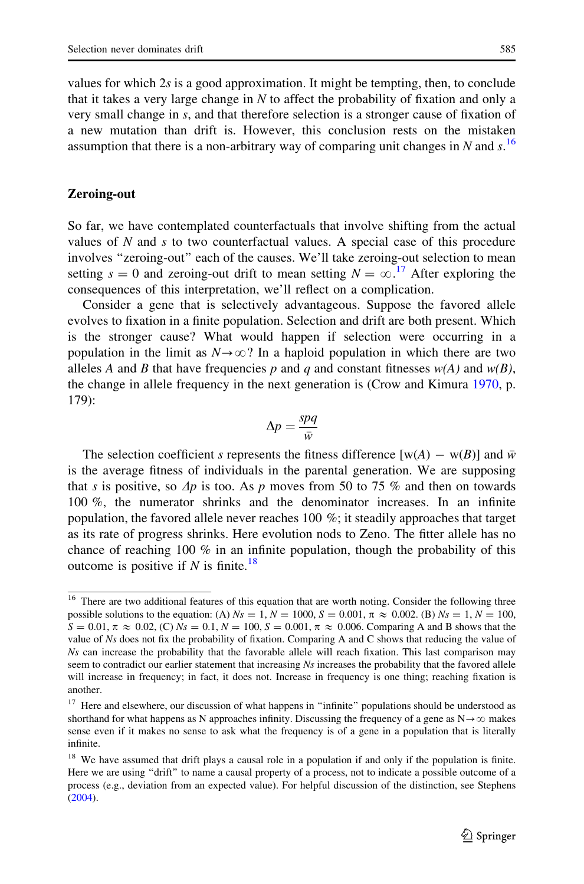values for which $2s$ is a good approximation. It might be tempting, then, to conclude that it takes a very large change in $N$ to affect the probability of fixation and only a very small change in $s$, and that therefore selection is a stronger cause of fixation of a new mutation than drift is. However, this conclusion rests on the mistaken assumption that there is a non-arbitrary way of comparing unit changes in $N$ and $s$.[16]

## Zeroing-out

So far, we have contemplated counterfactuals that involve shifting from the actual values of $N$ and $s$ to two counterfactual values. A special case of this procedure involves "zeroing-out" each of the causes. We'll take zeroing-out selection to mean setting $s = 0$ and zeroing-out drift to mean setting $N = \infty$.[17] After exploring the consequences of this interpretation, we'll reflect on a complication.

Consider a gene that is selectively advantageous. Suppose the favored allele evolves to fixation in a finite population. Selection and drift are both present. Which is the stronger cause? What would happen if selection were occurring in a population in the limit as $N \rightarrow \infty$? In a haploid population in which there are two alleles *A* and *B* that have frequencies *p* and *q* and constant fitnesses *w(A)* and *w(B)*, the change in allele frequency in the next generation is (Crow and Kimura 1970, p. 179):

$$\Delta p = \frac{spq}{\bar{w}}$$

The selection coefficient *s* represents the fitness difference [w(*A*) − w(*B*)] and $\bar{w}$ is the average fitness of individuals in the parental generation. We are supposing that *s* is positive, so $\Delta p$ is too. As *p* moves from 50 to 75 % and then on towards 100 %, the numerator shrinks and the denominator increases. In an infinite population, the favored allele never reaches 100 %; it steadily approaches that target as its rate of progress shrinks. Here evolution nods to Zeno. The fitter allele has no chance of reaching 100 % in an infinite population, though the probability of this outcome is positive if *N* is finite.[18]

---

[16] There are two additional features of this equation that are worth noting. Consider the following three possible solutions to the equation: (A) $Ns = 1$, $N = 1000$, $S = 0.001$, $\pi \approx 0.002$. (B) $Ns = 1$, $N = 100$, $S = 0.01$, $\pi \approx 0.02$, (C) $Ns = 0.1$, $N = 100$, $S = 0.001$, $\pi \approx 0.006$. Comparing A and B shows that the value of $Ns$ does not fix the probability of fixation. Comparing A and C shows that reducing the value of $Ns$ can increase the probability that the favorable allele will reach fixation. This last comparison may seem to contradict our earlier statement that increasing $Ns$ increases the probability that the favored allele will increase in frequency; in fact, it does not. Increase in frequency is one thing; reaching fixation is another.

[17] Here and elsewhere, our discussion of what happens in "infinite" populations should be understood as shorthand for what happens as N approaches infinity. Discussing the frequency of a gene as $N \rightarrow \infty$ makes sense even if it makes no sense to ask what the frequency is of a gene in a population that is literally infinite.

[18] We have assumed that drift plays a causal role in a population if and only if the population is finite. Here we are using "drift" to name a causal property of a process, not to indicate a possible outcome of a process (e.g., deviation from an expected value). For helpful discussion of the distinction, see Stephens (2004).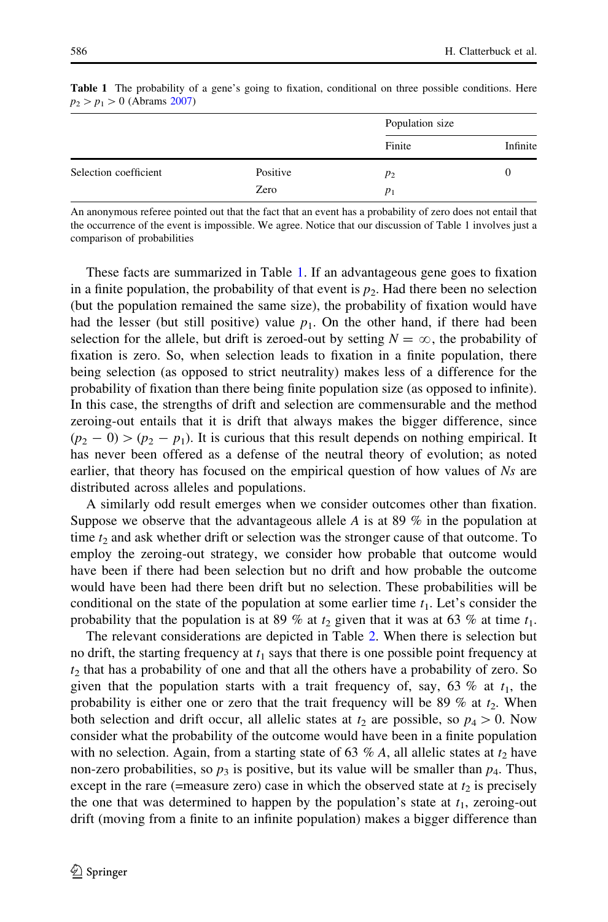**Table 1** The probability of a gene's going to fixation, conditional on three possible conditions. Here $p_2 > p_1 > 0$ (Abrams 2007)

| | | Population size | |
|---|---|---|---|
| | | Finite | Infinite |
| Selection coefficient | Positive | $p_2$ | 0 |
| | Zero | $p_1$ | |

An anonymous referee pointed out that the fact that an event has a probability of zero does not entail that the occurrence of the event is impossible. We agree. Notice that our discussion of Table 1 involves just a comparison of probabilities

These facts are summarized in Table 1. If an advantageous gene goes to fixation in a finite population, the probability of that event is $p_2$. Had there been no selection (but the population remained the same size), the probability of fixation would have had the lesser (but still positive) value $p_1$. On the other hand, if there had been selection for the allele, but drift is zeroed-out by setting $N = \infty$, the probability of fixation is zero. So, when selection leads to fixation in a finite population, there being selection (as opposed to strict neutrality) makes less of a difference for the probability of fixation than there being finite population size (as opposed to infinite). In this case, the strengths of drift and selection are commensurable and the method zeroing-out entails that it is drift that always makes the bigger difference, since $(p_2 - 0) > (p_2 - p_1)$. It is curious that this result depends on nothing empirical. It has never been offered as a defense of the neutral theory of evolution; as noted earlier, that theory has focused on the empirical question of how values of *Ns* are distributed across alleles and populations.

A similarly odd result emerges when we consider outcomes other than fixation. Suppose we observe that the advantageous allele *A* is at 89 % in the population at time $t_2$ and ask whether drift or selection was the stronger cause of that outcome. To employ the zeroing-out strategy, we consider how probable that outcome would have been if there had been selection but no drift and how probable the outcome would have been had there been drift but no selection. These probabilities will be conditional on the state of the population at some earlier time $t_1$. Let's consider the probability that the population is at 89 % at $t_2$ given that it was at 63 % at time $t_1$.

The relevant considerations are depicted in Table 2. When there is selection but no drift, the starting frequency at $t_1$ says that there is one possible point frequency at $t_2$ that has a probability of one and that all the others have a probability of zero. So given that the population starts with a trait frequency of, say, 63 % at $t_1$, the probability is either one or zero that the trait frequency will be 89 % at $t_2$. When both selection and drift occur, all allelic states at $t_2$ are possible, so $p_4 > 0$. Now consider what the probability of the outcome would have been in a finite population with no selection. Again, from a starting state of 63 % *A*, all allelic states at $t_2$ have non-zero probabilities, so $p_3$ is positive, but its value will be smaller than $p_4$. Thus, except in the rare (=measure zero) case in which the observed state at $t_2$ is precisely the one that was determined to happen by the population's state at $t_1$, zeroing-out drift (moving from a finite to an infinite population) makes a bigger difference than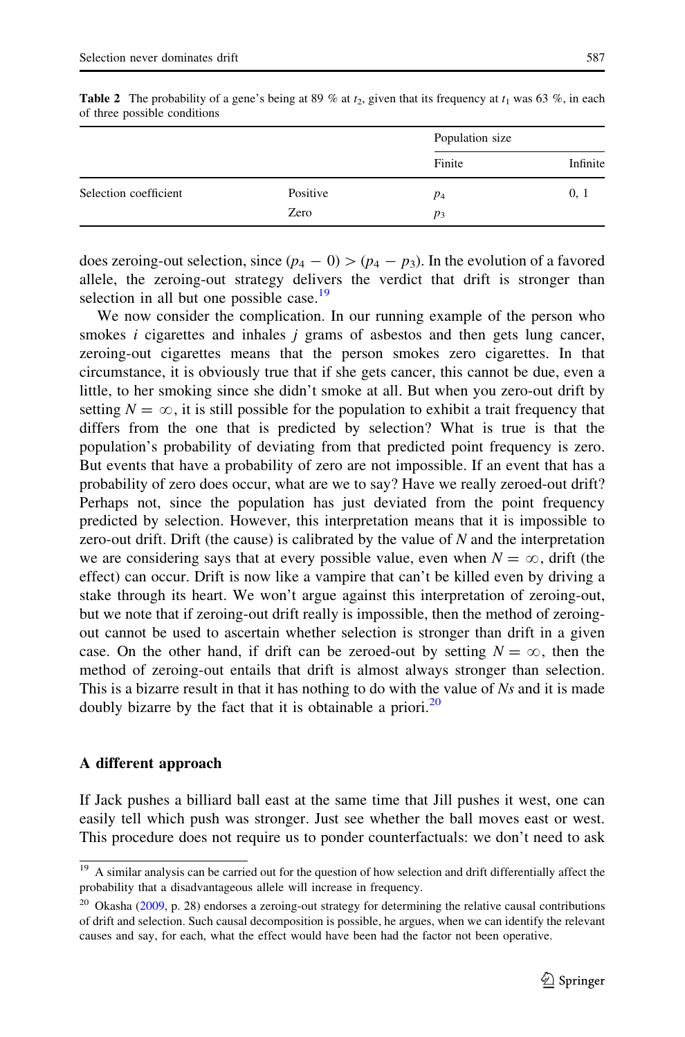**Table 2** The probability of a gene's being at 89 % at $t_2$, given that its frequency at $t_1$ was 63 %, in each of three possible conditions

| | | Population size | |
|---|---|---|---|
| | | Finite | Infinite |
| Selection coefficient | Positive | $p_4$ | 0, 1 |
| | Zero | $p_3$ | |

does zeroing-out selection, since $(p_4 - 0) > (p_4 - p_3)$. In the evolution of a favored allele, the zeroing-out strategy delivers the verdict that drift is stronger than selection in all but one possible case.[19]

We now consider the complication. In our running example of the person who smokes *i* cigarettes and inhales *j* grams of asbestos and then gets lung cancer, zeroing-out cigarettes means that the person smokes zero cigarettes. In that circumstance, it is obviously true that if she gets cancer, this cannot be due, even a little, to her smoking since she didn't smoke at all. But when you zero-out drift by setting $N = \infty$, it is still possible for the population to exhibit a trait frequency that differs from the one that is predicted by selection? What is true is that the population's probability of deviating from that predicted point frequency is zero. But events that have a probability of zero are not impossible. If an event that has a probability of zero does occur, what are we to say? Have we really zeroed-out drift? Perhaps not, since the population has just deviated from the point frequency predicted by selection. However, this interpretation means that it is impossible to zero-out drift. Drift (the cause) is calibrated by the value of *N* and the interpretation we are considering says that at every possible value, even when $N = \infty$, drift (the effect) can occur. Drift is now like a vampire that can't be killed even by driving a stake through its heart. We won't argue against this interpretation of zeroing-out, but we note that if zeroing-out drift really is impossible, then the method of zeroing-out cannot be used to ascertain whether selection is stronger than drift in a given case. On the other hand, if drift can be zeroed-out by setting $N = \infty$, then the method of zeroing-out entails that drift is almost always stronger than selection. This is a bizarre result in that it has nothing to do with the value of *Ns* and it is made doubly bizarre by the fact that it is obtainable a priori.[20]

## A different approach

If Jack pushes a billiard ball east at the same time that Jill pushes it west, one can easily tell which push was stronger. Just see whether the ball moves east or west. This procedure does not require us to ponder counterfactuals: we don't need to ask

---

[19] A similar analysis can be carried out for the question of how selection and drift differentially affect the probability that a disadvantageous allele will increase in frequency.

[20] Okasha (2009, p. 28) endorses a zeroing-out strategy for determining the relative causal contributions of drift and selection. Such causal decomposition is possible, he argues, when we can identify the relevant causes and say, for each, what the effect would have been had the factor not been operative.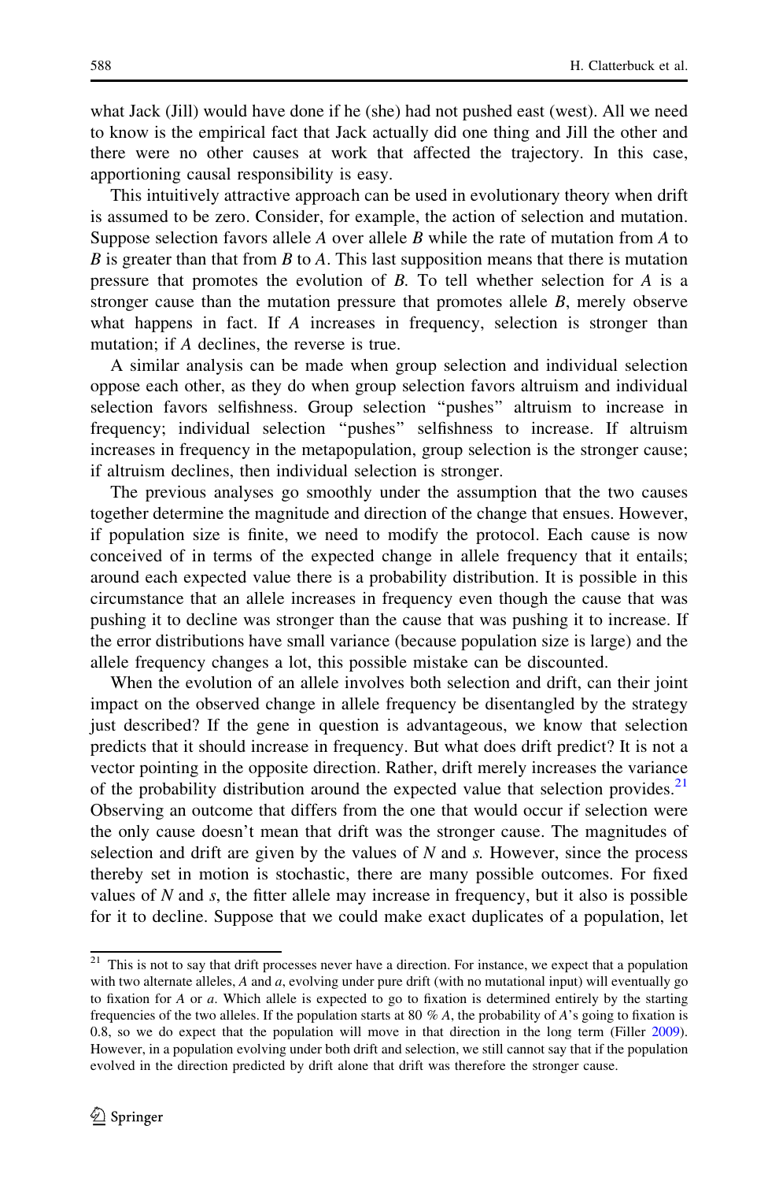what Jack (Jill) would have done if he (she) had not pushed east (west). All we need to know is the empirical fact that Jack actually did one thing and Jill the other and there were no other causes at work that affected the trajectory. In this case, apportioning causal responsibility is easy.

This intuitively attractive approach can be used in evolutionary theory when drift is assumed to be zero. Consider, for example, the action of selection and mutation. Suppose selection favors allele *A* over allele *B* while the rate of mutation from *A* to *B* is greater than that from *B* to *A*. This last supposition means that there is mutation pressure that promotes the evolution of *B*. To tell whether selection for *A* is a stronger cause than the mutation pressure that promotes allele *B*, merely observe what happens in fact. If *A* increases in frequency, selection is stronger than mutation; if *A* declines, the reverse is true.

A similar analysis can be made when group selection and individual selection oppose each other, as they do when group selection favors altruism and individual selection favors selfishness. Group selection "pushes" altruism to increase in frequency; individual selection "pushes" selfishness to increase. If altruism increases in frequency in the metapopulation, group selection is the stronger cause; if altruism declines, then individual selection is stronger.

The previous analyses go smoothly under the assumption that the two causes together determine the magnitude and direction of the change that ensues. However, if population size is finite, we need to modify the protocol. Each cause is now conceived of in terms of the expected change in allele frequency that it entails; around each expected value there is a probability distribution. It is possible in this circumstance that an allele increases in frequency even though the cause that was pushing it to decline was stronger than the cause that was pushing it to increase. If the error distributions have small variance (because population size is large) and the allele frequency changes a lot, this possible mistake can be discounted.

When the evolution of an allele involves both selection and drift, can their joint impact on the observed change in allele frequency be disentangled by the strategy just described? If the gene in question is advantageous, we know that selection predicts that it should increase in frequency. But what does drift predict? It is not a vector pointing in the opposite direction. Rather, drift merely increases the variance of the probability distribution around the expected value that selection provides.[21] Observing an outcome that differs from the one that would occur if selection were the only cause doesn't mean that drift was the stronger cause. The magnitudes of selection and drift are given by the values of *N* and *s*. However, since the process thereby set in motion is stochastic, there are many possible outcomes. For fixed values of *N* and *s*, the fitter allele may increase in frequency, but it also is possible for it to decline. Suppose that we could make exact duplicates of a population, let

[21] This is not to say that drift processes never have a direction. For instance, we expect that a population with two alternate alleles, *A* and *a*, evolving under pure drift (with no mutational input) will eventually go to fixation for *A* or *a*. Which allele is expected to go to fixation is determined entirely by the starting frequencies of the two alleles. If the population starts at 80 % *A*, the probability of *A*'s going to fixation is 0.8, so we do expect that the population will move in that direction in the long term (Filler 2009). However, in a population evolving under both drift and selection, we still cannot say that if the population evolved in the direction predicted by drift alone that drift was therefore the stronger cause.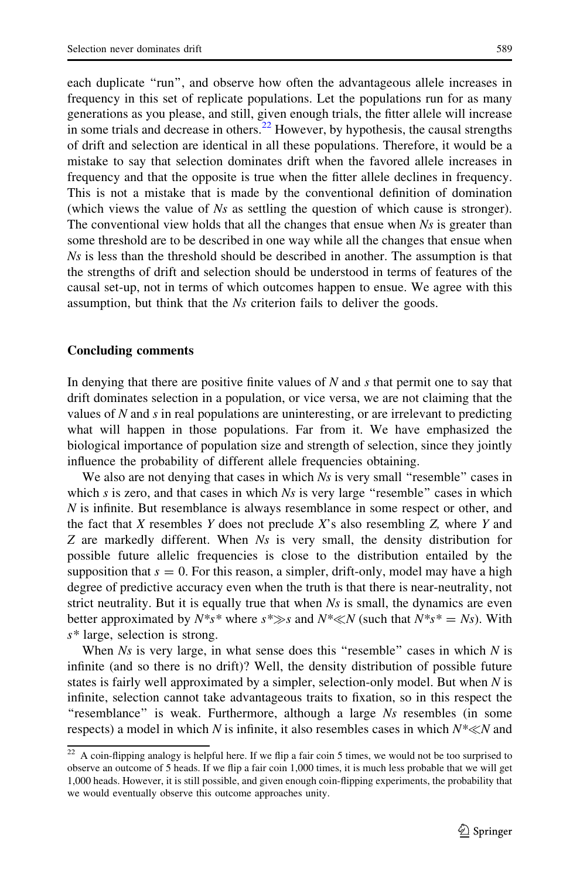each duplicate "run", and observe how often the advantageous allele increases in frequency in this set of replicate populations. Let the populations run for as many generations as you please, and still, given enough trials, the fitter allele will increase in some trials and decrease in others.[22] However, by hypothesis, the causal strengths of drift and selection are identical in all these populations. Therefore, it would be a mistake to say that selection dominates drift when the favored allele increases in frequency and that the opposite is true when the fitter allele declines in frequency. This is not a mistake that is made by the conventional definition of domination (which views the value of $Ns$ as settling the question of which cause is stronger). The conventional view holds that all the changes that ensue when $Ns$ is greater than some threshold are to be described in one way while all the changes that ensue when $Ns$ is less than the threshold should be described in another. The assumption is that the strengths of drift and selection should be understood in terms of features of the causal set-up, not in terms of which outcomes happen to ensue. We agree with this assumption, but think that the $Ns$ criterion fails to deliver the goods.

## Concluding comments

In denying that there are positive finite values of $N$ and $s$ that permit one to say that drift dominates selection in a population, or vice versa, we are not claiming that the values of $N$ and $s$ in real populations are uninteresting, or are irrelevant to predicting what will happen in those populations. Far from it. We have emphasized the biological importance of population size and strength of selection, since they jointly influence the probability of different allele frequencies obtaining.

We also are not denying that cases in which $Ns$ is very small "resemble" cases in which $s$ is zero, and that cases in which $Ns$ is very large "resemble" cases in which $N$ is infinite. But resemblance is always resemblance in some respect or other, and the fact that $X$ resembles $Y$ does not preclude $X$'s also resembling $Z$, where $Y$ and $Z$ are markedly different. When $Ns$ is very small, the density distribution for possible future allelic frequencies is close to the distribution entailed by the supposition that $s = 0$. For this reason, a simpler, drift-only, model may have a high degree of predictive accuracy even when the truth is that there is near-neutrality, not strict neutrality. But it is equally true that when $Ns$ is small, the dynamics are even better approximated by $N^*s^*$ where $s^* \gg s$ and $N^* \ll N$ (such that $N^*s^* = Ns$). With $s^*$ large, selection is strong.

When $Ns$ is very large, in what sense does this "resemble" cases in which $N$ is infinite (and so there is no drift)? Well, the density distribution of possible future states is fairly well approximated by a simpler, selection-only model. But when $N$ is infinite, selection cannot take advantageous traits to fixation, so in this respect the "resemblance" is weak. Furthermore, although a large $Ns$ resembles (in some respects) a model in which $N$ is infinite, it also resembles cases in which $N^* \ll N$ and

[22] A coin-flipping analogy is helpful here. If we flip a fair coin 5 times, we would not be too surprised to observe an outcome of 5 heads. If we flip a fair coin 1,000 times, it is much less probable that we will get 1,000 heads. However, it is still possible, and given enough coin-flipping experiments, the probability that we would eventually observe this outcome approaches unity.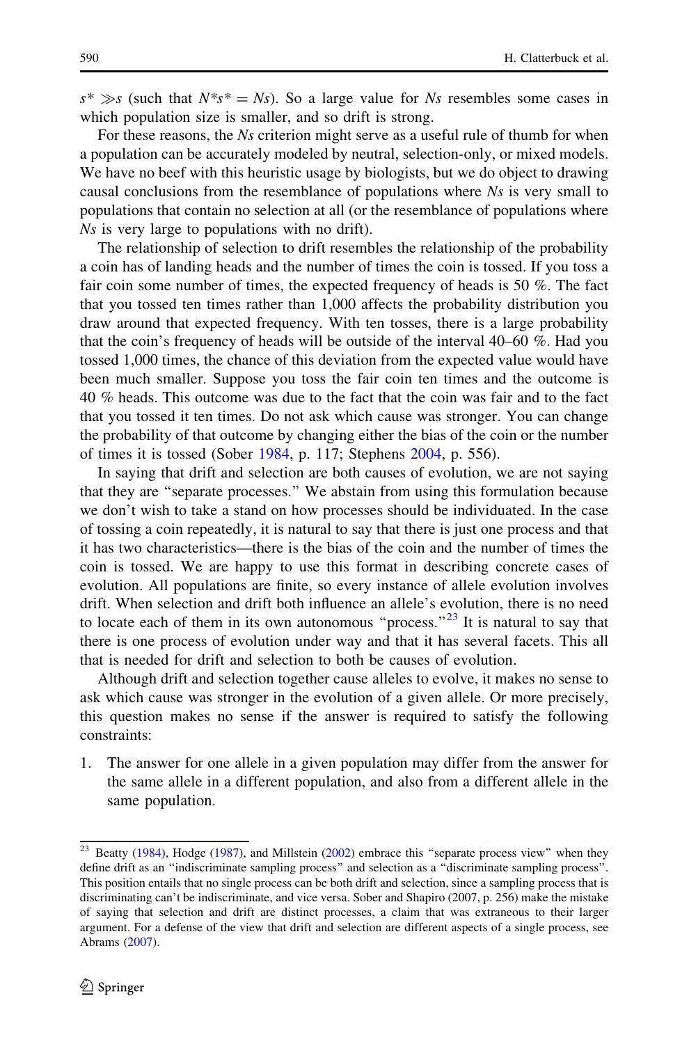$s^* \gg s$ (such that $N^*s^* = Ns$). So a large value for $Ns$ resembles some cases in which population size is smaller, and so drift is strong.

For these reasons, the $Ns$ criterion might serve as a useful rule of thumb for when a population can be accurately modeled by neutral, selection-only, or mixed models. We have no beef with this heuristic usage by biologists, but we do object to drawing causal conclusions from the resemblance of populations where $Ns$ is very small to populations that contain no selection at all (or the resemblance of populations where $Ns$ is very large to populations with no drift).

The relationship of selection to drift resembles the relationship of the probability a coin has of landing heads and the number of times the coin is tossed. If you toss a fair coin some number of times, the expected frequency of heads is 50 %. The fact that you tossed ten times rather than 1,000 affects the probability distribution you draw around that expected frequency. With ten tosses, there is a large probability that the coin's frequency of heads will be outside of the interval 40–60 %. Had you tossed 1,000 times, the chance of this deviation from the expected value would have been much smaller. Suppose you toss the fair coin ten times and the outcome is 40 % heads. This outcome was due to the fact that the coin was fair and to the fact that you tossed it ten times. Do not ask which cause was stronger. You can change the probability of that outcome by changing either the bias of the coin or the number of times it is tossed (Sober 1984, p. 117; Stephens 2004, p. 556).

In saying that drift and selection are both causes of evolution, we are not saying that they are "separate processes." We abstain from using this formulation because we don't wish to take a stand on how processes should be individuated. In the case of tossing a coin repeatedly, it is natural to say that there is just one process and that it has two characteristics—there is the bias of the coin and the number of times the coin is tossed. We are happy to use this format in describing concrete cases of evolution. All populations are finite, so every instance of allele evolution involves drift. When selection and drift both influence an allele's evolution, there is no need to locate each of them in its own autonomous "process."[23] It is natural to say that there is one process of evolution under way and that it has several facets. This all that is needed for drift and selection to both be causes of evolution.

Although drift and selection together cause alleles to evolve, it makes no sense to ask which cause was stronger in the evolution of a given allele. Or more precisely, this question makes no sense if the answer is required to satisfy the following constraints:

1. The answer for one allele in a given population may differ from the answer for the same allele in a different population, and also from a different allele in the same population.

[23] Beatty (1984), Hodge (1987), and Millstein (2002) embrace this "separate process view" when they define drift as an "indiscriminate sampling process" and selection as a "discriminate sampling process". This position entails that no single process can be both drift and selection, since a sampling process that is discriminating can't be indiscriminate, and vice versa. Sober and Shapiro (2007, p. 256) make the mistake of saying that selection and drift are distinct processes, a claim that was extraneous to their larger argument. For a defense of the view that drift and selection are different aspects of a single process, see Abrams (2007).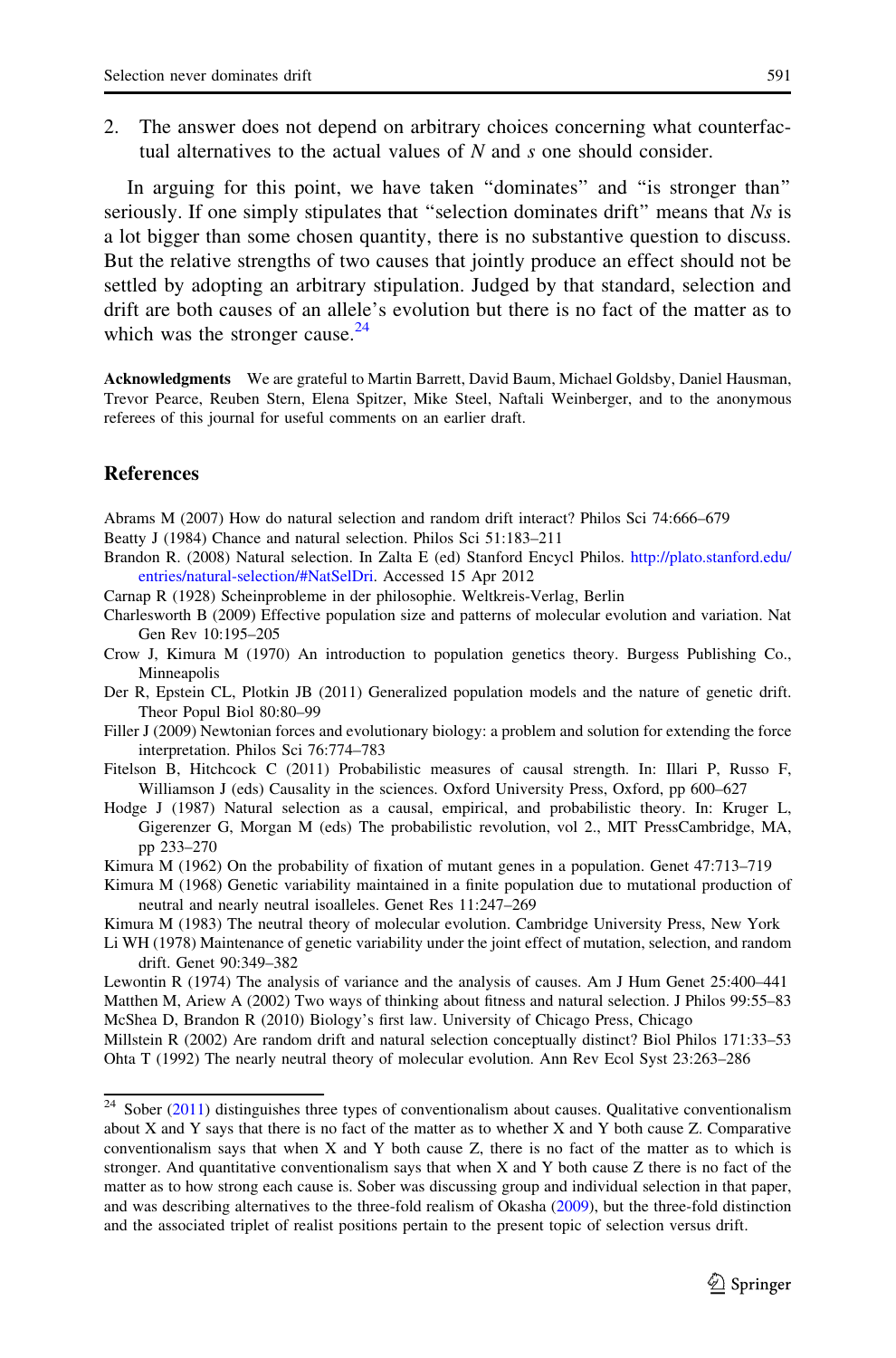2. The answer does not depend on arbitrary choices concerning what counterfactual alternatives to the actual values of $N$ and $s$ one should consider.

In arguing for this point, we have taken "dominates" and "is stronger than" seriously. If one simply stipulates that "selection dominates drift" means that $Ns$ is a lot bigger than some chosen quantity, there is no substantive question to discuss. But the relative strengths of two causes that jointly produce an effect should not be settled by adopting an arbitrary stipulation. Judged by that standard, selection and drift are both causes of an allele's evolution but there is no fact of the matter as to which was the stronger cause.[24]

**Acknowledgments** We are grateful to Martin Barrett, David Baum, Michael Goldsby, Daniel Hausman, Trevor Pearce, Reuben Stern, Elena Spitzer, Mike Steel, Naftali Weinberger, and to the anonymous referees of this journal for useful comments on an earlier draft.

## References

Abrams M (2007) How do natural selection and random drift interact? Philos Sci 74:666–679

Beatty J (1984) Chance and natural selection. Philos Sci 51:183–211

Brandon R. (2008) Natural selection. In: Zalta E (ed) Stanford Encycl Philos. http://plato.stanford.edu/entries/natural-selection/#NatSelDri. Accessed 15 Apr 2012

Carnap R (1928) Scheinprobleme in der philosophie. Weltkreis-Verlag, Berlin

Charlesworth B (2009) Effective population size and patterns of molecular evolution and variation. Nat Gen Rev 10:195–205

Crow J, Kimura M (1970) An introduction to population genetics theory. Burgess Publishing Co., Minneapolis

Der R, Epstein CL, Plotkin JB (2011) Generalized population models and the nature of genetic drift. Theor Popul Biol 80:80–99

Filler J (2009) Newtonian forces and evolutionary biology: a problem and solution for extending the force interpretation. Philos Sci 76:774–783

Fitelson B, Hitchcock C (2011) Probabilistic measures of causal strength. In: Illari P, Russo F, Williamson J (eds) Causality in the sciences. Oxford University Press, Oxford, pp 600–627

Hodge J (1987) Natural selection as a causal, empirical, and probabilistic theory. In: Kruger L, Gigerenzer G, Morgan M (eds) The probabilistic revolution, vol 2., MIT PressCambridge, MA, pp 233–270

Kimura M (1962) On the probability of fixation of mutant genes in a population. Genet 47:713–719

Kimura M (1968) Genetic variability maintained in a finite population due to mutational production of neutral and nearly neutral isoalleles. Genet Res 11:247–269

Kimura M (1983) The neutral theory of molecular evolution. Cambridge University Press, New York

Li WH (1978) Maintenance of genetic variability under the joint effect of mutation, selection, and random drift. Genet 90:349–382

Lewontin R (1974) The analysis of variance and the analysis of causes. Am J Hum Genet 25:400–441

Matthen M, Ariew A (2002) Two ways of thinking about fitness and natural selection. J Philos 99:55–83

McShea D, Brandon R (2010) Biology's first law. University of Chicago Press, Chicago

Millstein R (2002) Are random drift and natural selection conceptually distinct? Biol Philos 171:33–53

Ohta T (1992) The nearly neutral theory of molecular evolution. Ann Rev Ecol Syst 23:263–286

[24] Sober (2011) distinguishes three types of conventionalism about causes. Qualitative conventionalism about X and Y says that there is no fact of the matter as to whether X and Y both cause Z. Comparative conventionalism says that when X and Y both cause Z, there is no fact of the matter as to which is stronger. And quantitative conventionalism says that when X and Y both cause Z there is no fact of the matter as to how strong each cause is. Sober was discussing group and individual selection in that paper, and was describing alternatives to the three-fold realism of Okasha (2009), but the three-fold distinction and the associated triplet of realist positions pertain to the present topic of selection versus drift.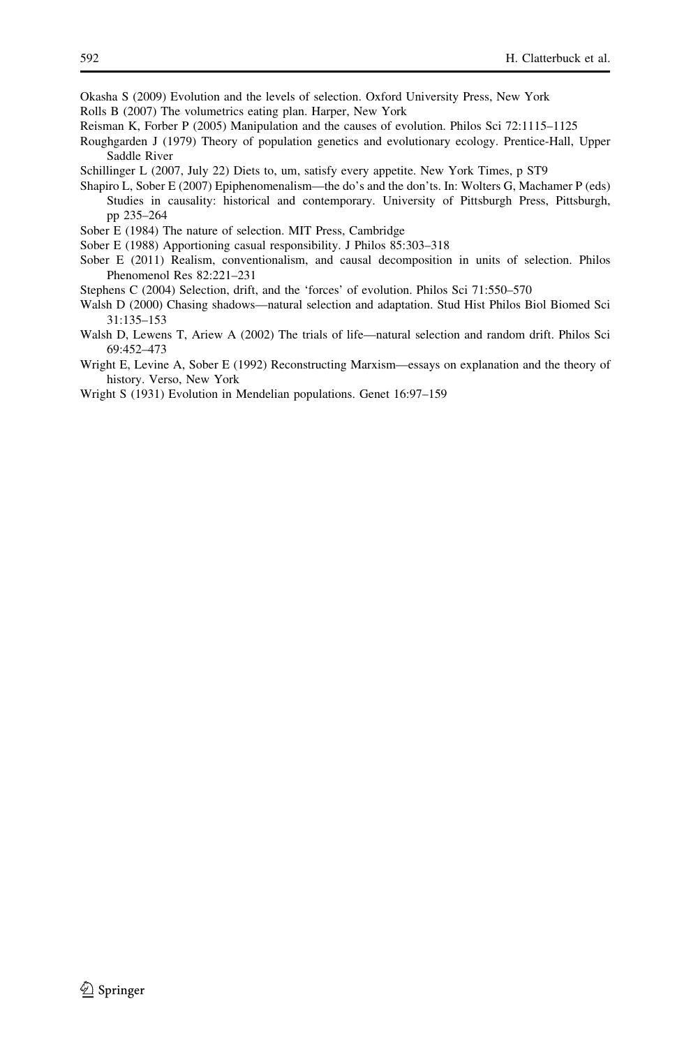Okasha S (2009) Evolution and the levels of selection. Oxford University Press, New York

Rolls B (2007) The volumetrics eating plan. Harper, New York

Reisman K, Forber P (2005) Manipulation and the causes of evolution. Philos Sci 72:1115–1125

Roughgarden J (1979) Theory of population genetics and evolutionary ecology. Prentice-Hall, Upper Saddle River

Schillinger L (2007, July 22) Diets to, um, satisfy every appetite. New York Times, p ST9

Shapiro L, Sober E (2007) Epiphenomenalism—the do's and the don'ts. In: Wolters G, Machamer P (eds) Studies in causality: historical and contemporary. University of Pittsburgh Press, Pittsburgh, pp 235–264

Sober E (1984) The nature of selection. MIT Press, Cambridge

Sober E (1988) Apportioning casual responsibility. J Philos 85:303–318

Sober E (2011) Realism, conventionalism, and causal decomposition in units of selection. Philos Phenomenol Res 82:221–231

Stephens C (2004) Selection, drift, and the 'forces' of evolution. Philos Sci 71:550–570

Walsh D (2000) Chasing shadows—natural selection and adaptation. Stud Hist Philos Biol Biomed Sci 31:135–153

Walsh D, Lewens T, Ariew A (2002) The trials of life—natural selection and random drift. Philos Sci 69:452–473

Wright E, Levine A, Sober E (1992) Reconstructing Marxism—essays on explanation and the theory of history. Verso, New York

Wright S (1931) Evolution in Mendelian populations. Genet 16:97–159